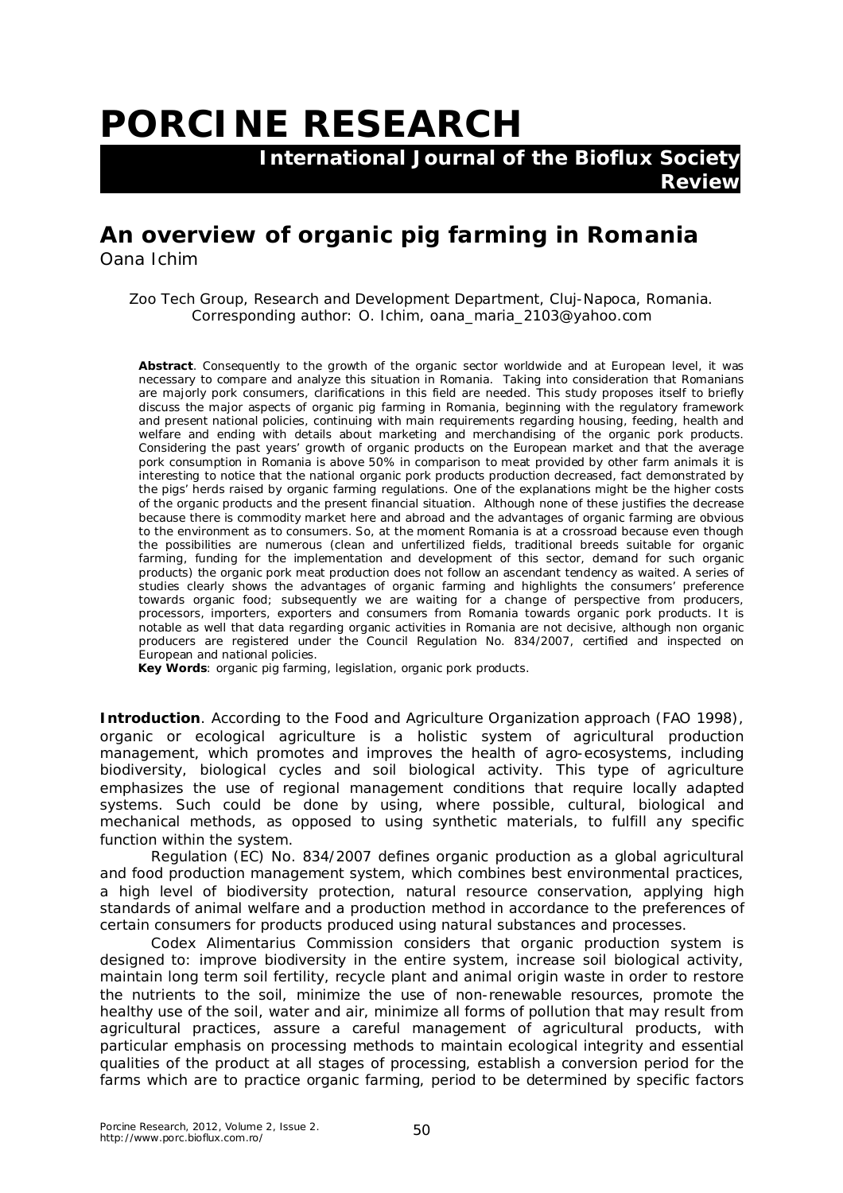# PORCINE RESEARCH

**International Journal of the Bioflux Society**
**Review**

## An overview of organic pig farming in Romania

Oana Ichim

Zoo Tech Group, Research and Development Department, Cluj-Napoca, Romania. Corresponding author: O. Ichim, oana_maria_2103@yahoo.com

**Abstract**. Consequently to the growth of the organic sector worldwide and at European level, it was necessary to compare and analyze this situation in Romania. Taking into consideration that Romanians are majorly pork consumers, clarifications in this field are needed. This study proposes itself to briefly discuss the major aspects of organic pig farming in Romania, beginning with the regulatory framework and present national policies, continuing with main requirements regarding housing, feeding, health and welfare and ending with details about marketing and merchandising of the organic pork products. Considering the past years' growth of organic products on the European market and that the average pork consumption in Romania is above 50% in comparison to meat provided by other farm animals it is interesting to notice that the national organic pork products production decreased, fact demonstrated by the pigs' herds raised by organic farming regulations. One of the explanations might be the higher costs of the organic products and the present financial situation. Although none of these justifies the decrease because there is commodity market here and abroad and the advantages of organic farming are obvious to the environment as to consumers. So, at the moment Romania is at a crossroad because even though the possibilities are numerous (clean and unfertilized fields, traditional breeds suitable for organic farming, funding for the implementation and development of this sector, demand for such organic products) the organic pork meat production does not follow an ascendant tendency as waited. A series of studies clearly shows the advantages of organic farming and highlights the consumers' preference towards organic food; subsequently we are waiting for a change of perspective from producers, processors, importers, exporters and consumers from Romania towards organic pork products. It is notable as well that data regarding organic activities in Romania are not decisive, although non organic producers are registered under the Council Regulation No. 834/2007, certified and inspected on European and national policies.

**Key Words**: organic pig farming, legislation, organic pork products.

**Introduction**. According to the Food and Agriculture Organization approach (FAO 1998), organic or ecological agriculture is a holistic system of agricultural production management, which promotes and improves the health of agro-ecosystems, including biodiversity, biological cycles and soil biological activity. This type of agriculture emphasizes the use of regional management conditions that require locally adapted systems. Such could be done by using, where possible, cultural, biological and mechanical methods, as opposed to using synthetic materials, to fulfill any specific function within the system.

Regulation (EC) No. 834/2007 defines organic production as a global agricultural and food production management system, which combines best environmental practices, a high level of biodiversity protection, natural resource conservation, applying high standards of animal welfare and a production method in accordance to the preferences of certain consumers for products produced using natural substances and processes.

Codex Alimentarius Commission considers that organic production system is designed to: improve biodiversity in the entire system, increase soil biological activity, maintain long term soil fertility, recycle plant and animal origin waste in order to restore the nutrients to the soil, minimize the use of non-renewable resources, promote the healthy use of the soil, water and air, minimize all forms of pollution that may result from agricultural practices, assure a careful management of agricultural products, with particular emphasis on processing methods to maintain ecological integrity and essential qualities of the product at all stages of processing, establish a conversion period for the farms which are to practice organic farming, period to be determined by specific factors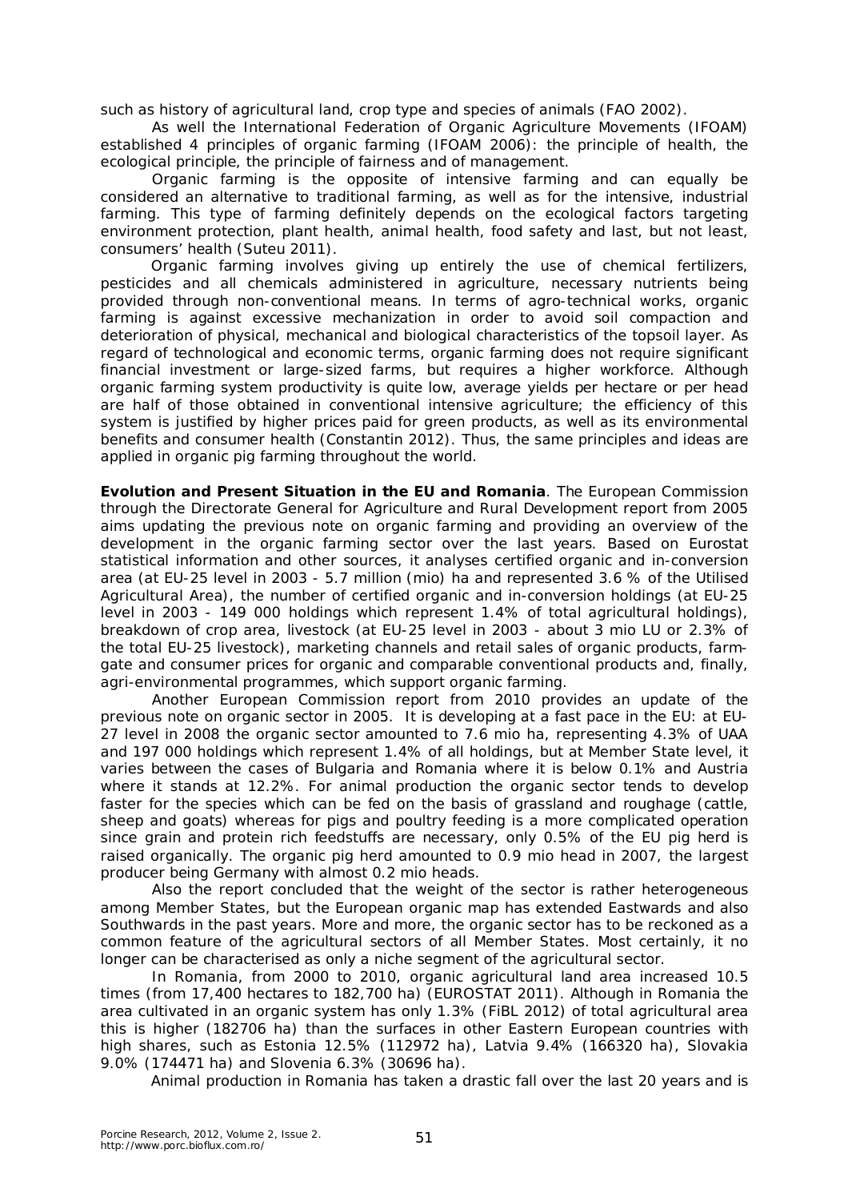such as history of agricultural land, crop type and species of animals (FAO 2002).

As well the International Federation of Organic Agriculture Movements (IFOAM) established 4 principles of organic farming (IFOAM 2006): the principle of health, the ecological principle, the principle of fairness and of management.

Organic farming is the opposite of intensive farming and can equally be considered an alternative to traditional farming, as well as for the intensive, industrial farming. This type of farming definitely depends on the ecological factors targeting environment protection, plant health, animal health, food safety and last, but not least, consumers' health (Suteu 2011).

Organic farming involves giving up entirely the use of chemical fertilizers, pesticides and all chemicals administered in agriculture, necessary nutrients being provided through non-conventional means. In terms of agro-technical works, organic farming is against excessive mechanization in order to avoid soil compaction and deterioration of physical, mechanical and biological characteristics of the topsoil layer. As regard of technological and economic terms, organic farming does not require significant financial investment or large-sized farms, but requires a higher workforce. Although organic farming system productivity is quite low, average yields per hectare or per head are half of those obtained in conventional intensive agriculture; the efficiency of this system is justified by higher prices paid for green products, as well as its environmental benefits and consumer health (Constantin 2012). Thus, the same principles and ideas are applied in organic pig farming throughout the world.

**Evolution and Present Situation in the EU and Romania**. The European Commission through the Directorate General for Agriculture and Rural Development report from 2005 aims updating the previous note on organic farming and providing an overview of the development in the organic farming sector over the last years. Based on Eurostat statistical information and other sources, it analyses certified organic and in-conversion area (at EU-25 level in 2003 - 5.7 million (mio) ha and represented 3.6 % of the Utilised Agricultural Area), the number of certified organic and in-conversion holdings (at EU-25 level in 2003 - 149 000 holdings which represent 1.4% of total agricultural holdings), breakdown of crop area, livestock (at EU-25 level in 2003 - about 3 mio LU or 2.3% of the total EU-25 livestock), marketing channels and retail sales of organic products, farm-gate and consumer prices for organic and comparable conventional products and, finally, agri-environmental programmes, which support organic farming.

Another European Commission report from 2010 provides an update of the previous note on organic sector in 2005. It is developing at a fast pace in the EU: at EU-27 level in 2008 the organic sector amounted to 7.6 mio ha, representing 4.3% of UAA and 197 000 holdings which represent 1.4% of all holdings, but at Member State level, it varies between the cases of Bulgaria and Romania where it is below 0.1% and Austria where it stands at 12.2%. For animal production the organic sector tends to develop faster for the species which can be fed on the basis of grassland and roughage (cattle, sheep and goats) whereas for pigs and poultry feeding is a more complicated operation since grain and protein rich feedstuffs are necessary, only 0.5% of the EU pig herd is raised organically. The organic pig herd amounted to 0.9 mio head in 2007, the largest producer being Germany with almost 0.2 mio heads.

Also the report concluded that the weight of the sector is rather heterogeneous among Member States, but the European organic map has extended Eastwards and also Southwards in the past years. More and more, the organic sector has to be reckoned as a common feature of the agricultural sectors of all Member States. Most certainly, it no longer can be characterised as only a niche segment of the agricultural sector.

In Romania, from 2000 to 2010, organic agricultural land area increased 10.5 times (from 17,400 hectares to 182,700 ha) (EUROSTAT 2011). Although in Romania the area cultivated in an organic system has only 1.3% (FiBL 2012) of total agricultural area this is higher (182706 ha) than the surfaces in other Eastern European countries with high shares, such as Estonia 12.5% (112972 ha), Latvia 9.4% (166320 ha), Slovakia 9.0% (174471 ha) and Slovenia 6.3% (30696 ha).

Animal production in Romania has taken a drastic fall over the last 20 years and is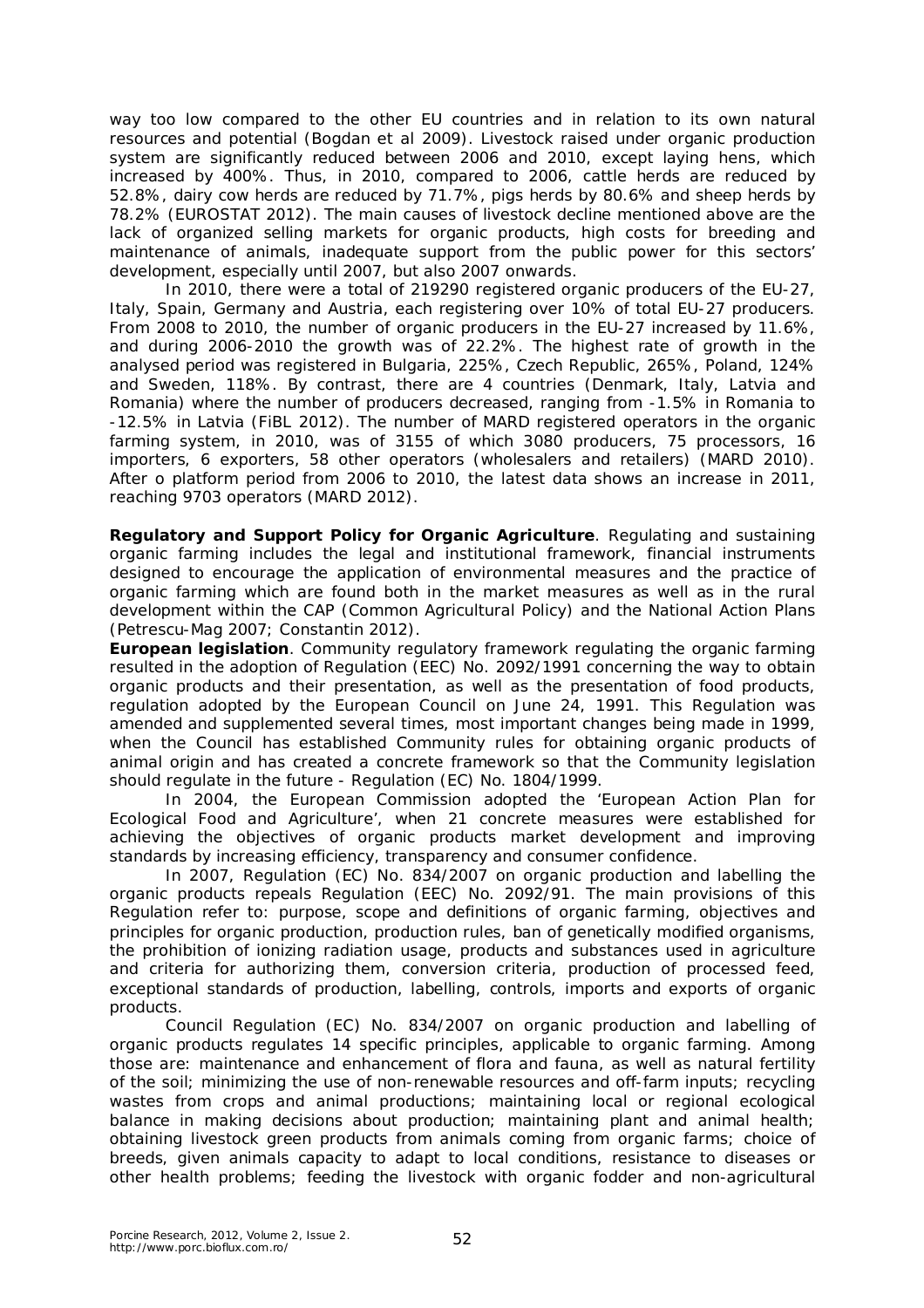way too low compared to the other EU countries and in relation to its own natural resources and potential (Bogdan et al 2009). Livestock raised under organic production system are significantly reduced between 2006 and 2010, except laying hens, which increased by 400%. Thus, in 2010, compared to 2006, cattle herds are reduced by 52.8%, dairy cow herds are reduced by 71.7%, pigs herds by 80.6% and sheep herds by 78.2% (EUROSTAT 2012). The main causes of livestock decline mentioned above are the lack of organized selling markets for organic products, high costs for breeding and maintenance of animals, inadequate support from the public power for this sectors' development, especially until 2007, but also 2007 onwards.

In 2010, there were a total of 219290 registered organic producers of the EU-27, Italy, Spain, Germany and Austria, each registering over 10% of total EU-27 producers. From 2008 to 2010, the number of organic producers in the EU-27 increased by 11.6%, and during 2006-2010 the growth was of 22.2%. The highest rate of growth in the analysed period was registered in Bulgaria, 225%, Czech Republic, 265%, Poland, 124% and Sweden, 118%. By contrast, there are 4 countries (Denmark, Italy, Latvia and Romania) where the number of producers decreased, ranging from -1.5% in Romania to -12.5% in Latvia (FiBL 2012). The number of MARD registered operators in the organic farming system, in 2010, was of 3155 of which 3080 producers, 75 processors, 16 importers, 6 exporters, 58 other operators (wholesalers and retailers) (MARD 2010). After o platform period from 2006 to 2010, the latest data shows an increase in 2011, reaching 9703 operators (MARD 2012).

**Regulatory and Support Policy for Organic Agriculture**. Regulating and sustaining organic farming includes the legal and institutional framework, financial instruments designed to encourage the application of environmental measures and the practice of organic farming which are found both in the market measures as well as in the rural development within the CAP (Common Agricultural Policy) and the National Action Plans (Petrescu-Mag 2007; Constantin 2012).

**European legislation**. Community regulatory framework regulating the organic farming resulted in the adoption of Regulation (EEC) No. 2092/1991 concerning the way to obtain organic products and their presentation, as well as the presentation of food products, regulation adopted by the European Council on June 24, 1991. This Regulation was amended and supplemented several times, most important changes being made in 1999, when the Council has established Community rules for obtaining organic products of animal origin and has created a concrete framework so that the Community legislation should regulate in the future - Regulation (EC) No. 1804/1999.

In 2004, the European Commission adopted the 'European Action Plan for Ecological Food and Agriculture', when 21 concrete measures were established for achieving the objectives of organic products market development and improving standards by increasing efficiency, transparency and consumer confidence.

In 2007, Regulation (EC) No. 834/2007 on organic production and labelling the organic products repeals Regulation (EEC) No. 2092/91. The main provisions of this Regulation refer to: purpose, scope and definitions of organic farming, objectives and principles for organic production, production rules, ban of genetically modified organisms, the prohibition of ionizing radiation usage, products and substances used in agriculture and criteria for authorizing them, conversion criteria, production of processed feed, exceptional standards of production, labelling, controls, imports and exports of organic products.

Council Regulation (EC) No. 834/2007 on organic production and labelling of organic products regulates 14 specific principles, applicable to organic farming. Among those are: maintenance and enhancement of flora and fauna, as well as natural fertility of the soil; minimizing the use of non-renewable resources and off-farm inputs; recycling wastes from crops and animal productions; maintaining local or regional ecological balance in making decisions about production; maintaining plant and animal health; obtaining livestock green products from animals coming from organic farms; choice of breeds, given animals capacity to adapt to local conditions, resistance to diseases or other health problems; feeding the livestock with organic fodder and non-agricultural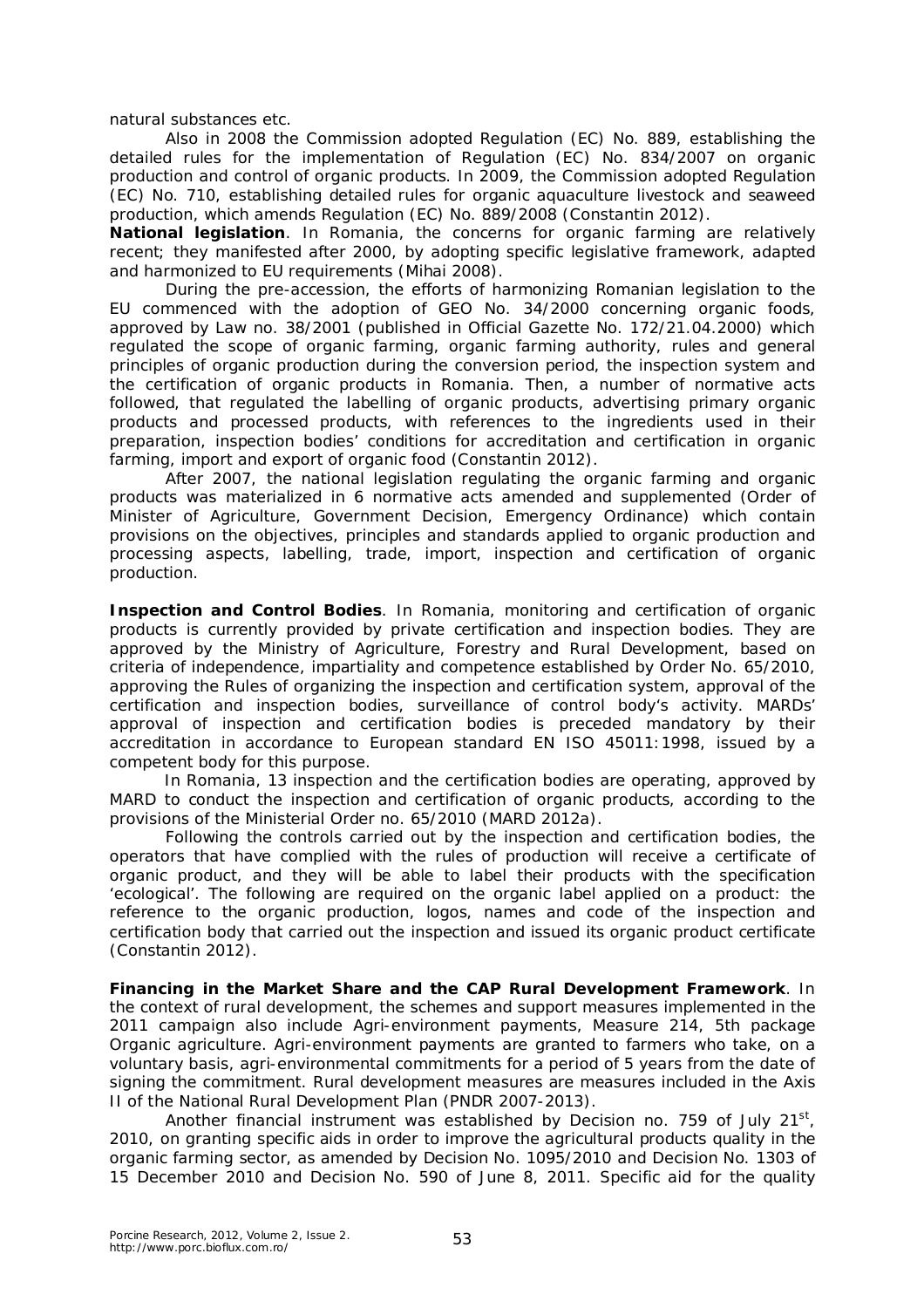natural substances etc.

Also in 2008 the Commission adopted Regulation (EC) No. 889, establishing the detailed rules for the implementation of Regulation (EC) No. 834/2007 on organic production and control of organic products. In 2009, the Commission adopted Regulation (EC) No. 710, establishing detailed rules for organic aquaculture livestock and seaweed production, which amends Regulation (EC) No. 889/2008 (Constantin 2012).

**National legislation**. In Romania, the concerns for organic farming are relatively recent; they manifested after 2000, by adopting specific legislative framework, adapted and harmonized to EU requirements (Mihai 2008).

During the pre-accession, the efforts of harmonizing Romanian legislation to the EU commenced with the adoption of GEO No. 34/2000 concerning organic foods, approved by Law no. 38/2001 (published in Official Gazette No. 172/21.04.2000) which regulated the scope of organic farming, organic farming authority, rules and general principles of organic production during the conversion period, the inspection system and the certification of organic products in Romania. Then, a number of normative acts followed, that regulated the labelling of organic products, advertising primary organic products and processed products, with references to the ingredients used in their preparation, inspection bodies' conditions for accreditation and certification in organic farming, import and export of organic food (Constantin 2012).

After 2007, the national legislation regulating the organic farming and organic products was materialized in 6 normative acts amended and supplemented (Order of Minister of Agriculture, Government Decision, Emergency Ordinance) which contain provisions on the objectives, principles and standards applied to organic production and processing aspects, labelling, trade, import, inspection and certification of organic production.

**Inspection and Control Bodies**. In Romania, monitoring and certification of organic products is currently provided by private certification and inspection bodies. They are approved by the Ministry of Agriculture, Forestry and Rural Development, based on criteria of independence, impartiality and competence established by Order No. 65/2010, approving the Rules of organizing the inspection and certification system, approval of the certification and inspection bodies, surveillance of control body's activity. MARDs' approval of inspection and certification bodies is preceded mandatory by their accreditation in accordance to European standard EN ISO 45011:1998, issued by a competent body for this purpose.

In Romania, 13 inspection and the certification bodies are operating, approved by MARD to conduct the inspection and certification of organic products, according to the provisions of the Ministerial Order no. 65/2010 (MARD 2012a).

Following the controls carried out by the inspection and certification bodies, the operators that have complied with the rules of production will receive a certificate of organic product, and they will be able to label their products with the specification 'ecological'. The following are required on the organic label applied on a product: the reference to the organic production, logos, names and code of the inspection and certification body that carried out the inspection and issued its organic product certificate (Constantin 2012).

**Financing in the Market Share and the CAP Rural Development Framework**. In the context of rural development, the schemes and support measures implemented in the 2011 campaign also include Agri-environment payments, Measure 214, 5th package Organic agriculture. Agri-environment payments are granted to farmers who take, on a voluntary basis, agri-environmental commitments for a period of 5 years from the date of signing the commitment. Rural development measures are measures included in the Axis II of the National Rural Development Plan (PNDR 2007-2013).

Another financial instrument was established by Decision no. 759 of July 21st, 2010, on granting specific aids in order to improve the agricultural products quality in the organic farming sector, as amended by Decision No. 1095/2010 and Decision No. 1303 of 15 December 2010 and Decision No. 590 of June 8, 2011. Specific aid for the quality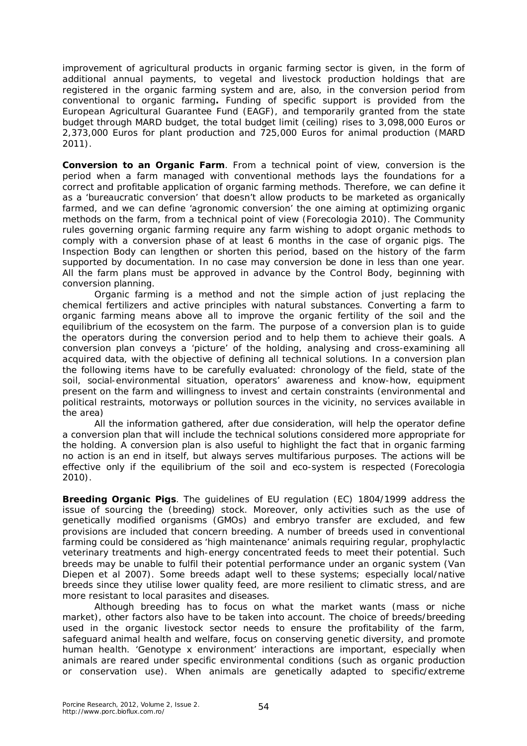improvement of agricultural products in organic farming sector is given, in the form of additional annual payments, to vegetal and livestock production holdings that are registered in the organic farming system and are, also, in the conversion period from conventional to organic farming**.** Funding of specific support is provided from the European Agricultural Guarantee Fund (EAGF), and temporarily granted from the state budget through MARD budget, the total budget limit (ceiling) rises to 3,098,000 Euros or 2,373,000 Euros for plant production and 725,000 Euros for animal production (MARD 2011).

**Conversion to an Organic Farm**. From a technical point of view, conversion is the period when a farm managed with conventional methods lays the foundations for a correct and profitable application of organic farming methods. Therefore, we can define it as a 'bureaucratic conversion' that doesn't allow products to be marketed as organically farmed, and we can define 'agronomic conversion' the one aiming at optimizing organic methods on the farm, from a technical point of view (Forecologia 2010). The Community rules governing organic farming require any farm wishing to adopt organic methods to comply with a conversion phase of at least 6 months in the case of organic pigs. The Inspection Body can lengthen or shorten this period, based on the history of the farm supported by documentation. In no case may conversion be done in less than one year. All the farm plans must be approved in advance by the Control Body, beginning with conversion planning.

Organic farming is a method and not the simple action of just replacing the chemical fertilizers and active principles with natural substances. Converting a farm to organic farming means above all to improve the organic fertility of the soil and the equilibrium of the ecosystem on the farm. The purpose of a conversion plan is to guide the operators during the conversion period and to help them to achieve their goals. A conversion plan conveys a 'picture' of the holding, analysing and cross-examining all acquired data, with the objective of defining all technical solutions. In a conversion plan the following items have to be carefully evaluated: chronology of the field, state of the soil, social-environmental situation, operators' awareness and know-how, equipment present on the farm and willingness to invest and certain constraints (environmental and political restraints, motorways or pollution sources in the vicinity, no services available in the area)

All the information gathered, after due consideration, will help the operator define a conversion plan that will include the technical solutions considered more appropriate for the holding. A conversion plan is also useful to highlight the fact that in organic farming no action is an end in itself, but always serves multifarious purposes. The actions will be effective only if the equilibrium of the soil and eco-system is respected (Forecologia 2010).

**Breeding Organic Pigs**. The guidelines of EU regulation (EC) 1804/1999 address the issue of sourcing the (breeding) stock. Moreover, only activities such as the use of genetically modified organisms (GMOs) and embryo transfer are excluded, and few provisions are included that concern breeding. A number of breeds used in conventional farming could be considered as 'high maintenance' animals requiring regular, prophylactic veterinary treatments and high-energy concentrated feeds to meet their potential. Such breeds may be unable to fulfil their potential performance under an organic system (Van Diepen et al 2007). Some breeds adapt well to these systems; especially local/native breeds since they utilise lower quality feed, are more resilient to climatic stress, and are more resistant to local parasites and diseases.

Although breeding has to focus on what the market wants (mass or niche market), other factors also have to be taken into account. The choice of breeds/breeding used in the organic livestock sector needs to ensure the profitability of the farm, safeguard animal health and welfare, focus on conserving genetic diversity, and promote human health. 'Genotype x environment' interactions are important, especially when animals are reared under specific environmental conditions (such as organic production or conservation use). When animals are genetically adapted to specific/extreme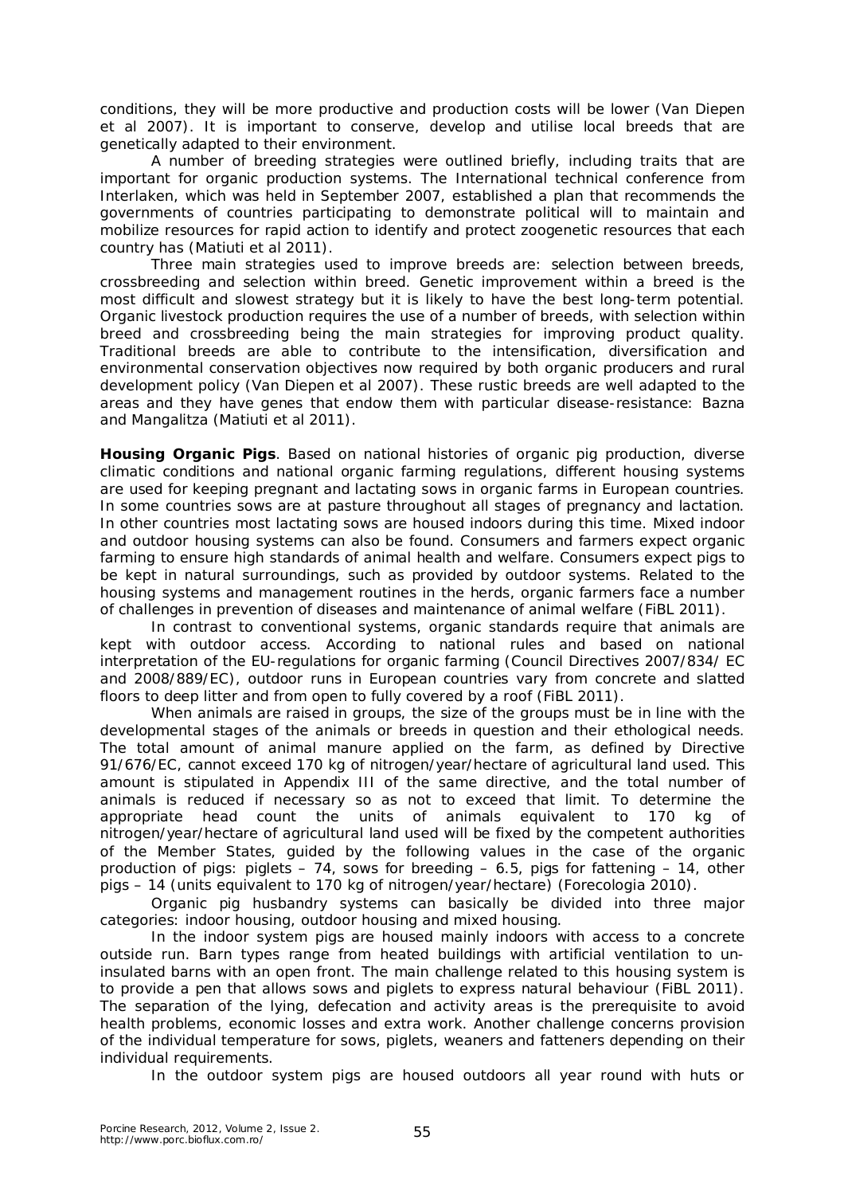conditions, they will be more productive and production costs will be lower (Van Diepen et al 2007). It is important to conserve, develop and utilise local breeds that are genetically adapted to their environment.

A number of breeding strategies were outlined briefly, including traits that are important for organic production systems. The International technical conference from Interlaken, which was held in September 2007, established a plan that recommends the governments of countries participating to demonstrate political will to maintain and mobilize resources for rapid action to identify and protect zoogenetic resources that each country has (Matiuti et al 2011).

Three main strategies used to improve breeds are: selection between breeds, crossbreeding and selection within breed. Genetic improvement within a breed is the most difficult and slowest strategy but it is likely to have the best long-term potential. Organic livestock production requires the use of a number of breeds, with selection within breed and crossbreeding being the main strategies for improving product quality. Traditional breeds are able to contribute to the intensification, diversification and environmental conservation objectives now required by both organic producers and rural development policy (Van Diepen et al 2007). These rustic breeds are well adapted to the areas and they have genes that endow them with particular disease-resistance: Bazna and Mangalitza (Matiuti et al 2011).

**Housing Organic Pigs**. Based on national histories of organic pig production, diverse climatic conditions and national organic farming regulations, different housing systems are used for keeping pregnant and lactating sows in organic farms in European countries. In some countries sows are at pasture throughout all stages of pregnancy and lactation. In other countries most lactating sows are housed indoors during this time. Mixed indoor and outdoor housing systems can also be found. Consumers and farmers expect organic farming to ensure high standards of animal health and welfare. Consumers expect pigs to be kept in natural surroundings, such as provided by outdoor systems. Related to the housing systems and management routines in the herds, organic farmers face a number of challenges in prevention of diseases and maintenance of animal welfare (FiBL 2011).

In contrast to conventional systems, organic standards require that animals are kept with outdoor access. According to national rules and based on national interpretation of the EU-regulations for organic farming (Council Directives 2007/834/ EC and 2008/889/EC), outdoor runs in European countries vary from concrete and slatted floors to deep litter and from open to fully covered by a roof (FiBL 2011).

When animals are raised in groups, the size of the groups must be in line with the developmental stages of the animals or breeds in question and their ethological needs. The total amount of animal manure applied on the farm, as defined by Directive 91/676/EC, cannot exceed 170 kg of nitrogen/year/hectare of agricultural land used. This amount is stipulated in Appendix III of the same directive, and the total number of animals is reduced if necessary so as not to exceed that limit. To determine the appropriate head count the units of animals equivalent to 170 kg of nitrogen/year/hectare of agricultural land used will be fixed by the competent authorities of the Member States, guided by the following values in the case of the organic production of pigs: piglets – 74, sows for breeding – 6.5, pigs for fattening – 14, other pigs – 14 (units equivalent to 170 kg of nitrogen/year/hectare) (Forecologia 2010).

Organic pig husbandry systems can basically be divided into three major categories: indoor housing, outdoor housing and mixed housing.

In the indoor system pigs are housed mainly indoors with access to a concrete outside run. Barn types range from heated buildings with artificial ventilation to un-insulated barns with an open front. The main challenge related to this housing system is to provide a pen that allows sows and piglets to express natural behaviour (FiBL 2011). The separation of the lying, defecation and activity areas is the prerequisite to avoid health problems, economic losses and extra work. Another challenge concerns provision of the individual temperature for sows, piglets, weaners and fatteners depending on their individual requirements.

In the outdoor system pigs are housed outdoors all year round with huts or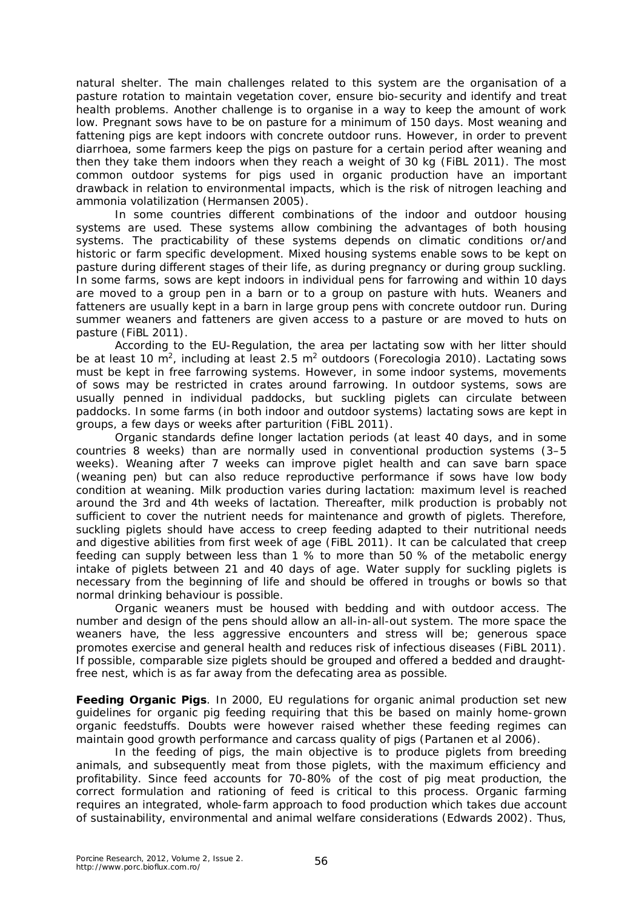natural shelter. The main challenges related to this system are the organisation of a pasture rotation to maintain vegetation cover, ensure bio-security and identify and treat health problems. Another challenge is to organise in a way to keep the amount of work low. Pregnant sows have to be on pasture for a minimum of 150 days. Most weaning and fattening pigs are kept indoors with concrete outdoor runs. However, in order to prevent diarrhoea, some farmers keep the pigs on pasture for a certain period after weaning and then they take them indoors when they reach a weight of 30 kg (FiBL 2011). The most common outdoor systems for pigs used in organic production have an important drawback in relation to environmental impacts, which is the risk of nitrogen leaching and ammonia volatilization (Hermansen 2005).

In some countries different combinations of the indoor and outdoor housing systems are used. These systems allow combining the advantages of both housing systems. The practicability of these systems depends on climatic conditions or/and historic or farm specific development. Mixed housing systems enable sows to be kept on pasture during different stages of their life, as during pregnancy or during group suckling. In some farms, sows are kept indoors in individual pens for farrowing and within 10 days are moved to a group pen in a barn or to a group on pasture with huts. Weaners and fatteners are usually kept in a barn in large group pens with concrete outdoor run. During summer weaners and fatteners are given access to a pasture or are moved to huts on pasture (FiBL 2011).

According to the EU-Regulation, the area per lactating sow with her litter should be at least 10 $m^2$, including at least 2.5 $m^2$ outdoors (Forecologia 2010). Lactating sows must be kept in free farrowing systems. However, in some indoor systems, movements of sows may be restricted in crates around farrowing. In outdoor systems, sows are usually penned in individual paddocks, but suckling piglets can circulate between paddocks. In some farms (in both indoor and outdoor systems) lactating sows are kept in groups, a few days or weeks after parturition (FiBL 2011).

Organic standards define longer lactation periods (at least 40 days, and in some countries 8 weeks) than are normally used in conventional production systems (3–5 weeks). Weaning after 7 weeks can improve piglet health and can save barn space (weaning pen) but can also reduce reproductive performance if sows have low body condition at weaning. Milk production varies during lactation: maximum level is reached around the 3rd and 4th weeks of lactation. Thereafter, milk production is probably not sufficient to cover the nutrient needs for maintenance and growth of piglets. Therefore, suckling piglets should have access to creep feeding adapted to their nutritional needs and digestive abilities from first week of age (FiBL 2011). It can be calculated that creep feeding can supply between less than 1 % to more than 50 % of the metabolic energy intake of piglets between 21 and 40 days of age. Water supply for suckling piglets is necessary from the beginning of life and should be offered in troughs or bowls so that normal drinking behaviour is possible.

Organic weaners must be housed with bedding and with outdoor access. The number and design of the pens should allow an all-in-all-out system. The more space the weaners have, the less aggressive encounters and stress will be; generous space promotes exercise and general health and reduces risk of infectious diseases (FiBL 2011). If possible, comparable size piglets should be grouped and offered a bedded and draught-free nest, which is as far away from the defecating area as possible.

**Feeding Organic Pigs**. In 2000, EU regulations for organic animal production set new guidelines for organic pig feeding requiring that this be based on mainly home-grown organic feedstuffs. Doubts were however raised whether these feeding regimes can maintain good growth performance and carcass quality of pigs (Partanen et al 2006).

In the feeding of pigs, the main objective is to produce piglets from breeding animals, and subsequently meat from those piglets, with the maximum efficiency and profitability. Since feed accounts for 70-80% of the cost of pig meat production, the correct formulation and rationing of feed is critical to this process. Organic farming requires an integrated, whole-farm approach to food production which takes due account of sustainability, environmental and animal welfare considerations (Edwards 2002). Thus,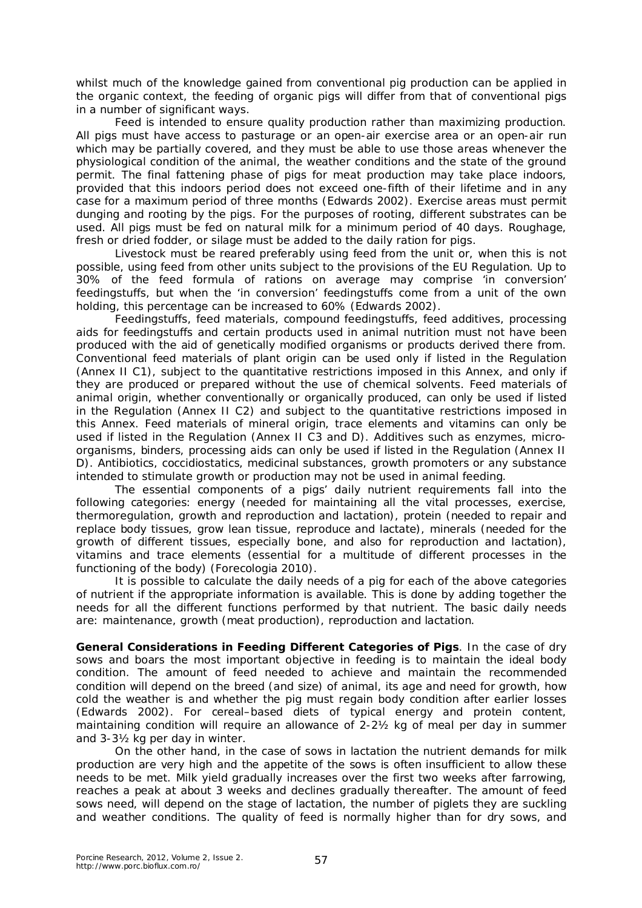whilst much of the knowledge gained from conventional pig production can be applied in the organic context, the feeding of organic pigs will differ from that of conventional pigs in a number of significant ways.

Feed is intended to ensure quality production rather than maximizing production. All pigs must have access to pasturage or an open-air exercise area or an open-air run which may be partially covered, and they must be able to use those areas whenever the physiological condition of the animal, the weather conditions and the state of the ground permit. The final fattening phase of pigs for meat production may take place indoors, provided that this indoors period does not exceed one-fifth of their lifetime and in any case for a maximum period of three months (Edwards 2002). Exercise areas must permit dunging and rooting by the pigs. For the purposes of rooting, different substrates can be used. All pigs must be fed on natural milk for a minimum period of 40 days. Roughage, fresh or dried fodder, or silage must be added to the daily ration for pigs.

Livestock must be reared preferably using feed from the unit or, when this is not possible, using feed from other units subject to the provisions of the EU Regulation. Up to 30% of the feed formula of rations on average may comprise 'in conversion' feedingstuffs, but when the 'in conversion' feedingstuffs come from a unit of the own holding, this percentage can be increased to 60% (Edwards 2002).

Feedingstuffs, feed materials, compound feedingstuffs, feed additives, processing aids for feedingstuffs and certain products used in animal nutrition must not have been produced with the aid of genetically modified organisms or products derived there from. Conventional feed materials of plant origin can be used only if listed in the Regulation (Annex II C1), subject to the quantitative restrictions imposed in this Annex, and only if they are produced or prepared without the use of chemical solvents. Feed materials of animal origin, whether conventionally or organically produced, can only be used if listed in the Regulation (Annex II C2) and subject to the quantitative restrictions imposed in this Annex. Feed materials of mineral origin, trace elements and vitamins can only be used if listed in the Regulation (Annex II C3 and D). Additives such as enzymes, micro-organisms, binders, processing aids can only be used if listed in the Regulation (Annex II D). Antibiotics, coccidiostatics, medicinal substances, growth promoters or any substance intended to stimulate growth or production may not be used in animal feeding.

The essential components of a pigs' daily nutrient requirements fall into the following categories: energy (needed for maintaining all the vital processes, exercise, thermoregulation, growth and reproduction and lactation), protein (needed to repair and replace body tissues, grow lean tissue, reproduce and lactate), minerals (needed for the growth of different tissues, especially bone, and also for reproduction and lactation), vitamins and trace elements (essential for a multitude of different processes in the functioning of the body) (Forecologia 2010).

It is possible to calculate the daily needs of a pig for each of the above categories of nutrient if the appropriate information is available. This is done by adding together the needs for all the different functions performed by that nutrient. The basic daily needs are: maintenance, growth (meat production), reproduction and lactation.

**General Considerations in Feeding Different Categories of Pigs**. In the case of dry sows and boars the most important objective in feeding is to maintain the ideal body condition. The amount of feed needed to achieve and maintain the recommended condition will depend on the breed (and size) of animal, its age and need for growth, how cold the weather is and whether the pig must regain body condition after earlier losses (Edwards 2002). For cereal–based diets of typical energy and protein content, maintaining condition will require an allowance of 2-2½ kg of meal per day in summer and 3-3½ kg per day in winter.

On the other hand, in the case of sows in lactation the nutrient demands for milk production are very high and the appetite of the sows is often insufficient to allow these needs to be met. Milk yield gradually increases over the first two weeks after farrowing, reaches a peak at about 3 weeks and declines gradually thereafter. The amount of feed sows need, will depend on the stage of lactation, the number of piglets they are suckling and weather conditions. The quality of feed is normally higher than for dry sows, and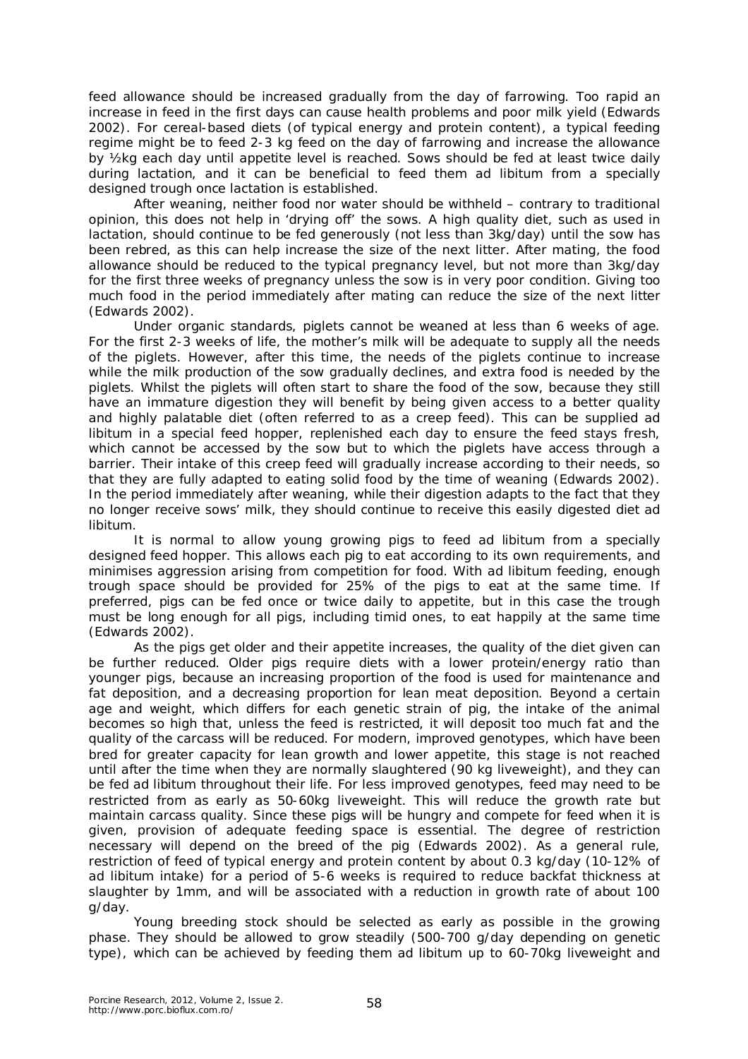feed allowance should be increased gradually from the day of farrowing. Too rapid an increase in feed in the first days can cause health problems and poor milk yield (Edwards 2002). For cereal-based diets (of typical energy and protein content), a typical feeding regime might be to feed 2-3 kg feed on the day of farrowing and increase the allowance by ½kg each day until appetite level is reached. Sows should be fed at least twice daily during lactation, and it can be beneficial to feed them ad libitum from a specially designed trough once lactation is established.

After weaning, neither food nor water should be withheld – contrary to traditional opinion, this does not help in 'drying off' the sows. A high quality diet, such as used in lactation, should continue to be fed generously (not less than 3kg/day) until the sow has been rebred, as this can help increase the size of the next litter. After mating, the food allowance should be reduced to the typical pregnancy level, but not more than 3kg/day for the first three weeks of pregnancy unless the sow is in very poor condition. Giving too much food in the period immediately after mating can reduce the size of the next litter (Edwards 2002).

Under organic standards, piglets cannot be weaned at less than 6 weeks of age. For the first 2-3 weeks of life, the mother's milk will be adequate to supply all the needs of the piglets. However, after this time, the needs of the piglets continue to increase while the milk production of the sow gradually declines, and extra food is needed by the piglets. Whilst the piglets will often start to share the food of the sow, because they still have an immature digestion they will benefit by being given access to a better quality and highly palatable diet (often referred to as a creep feed). This can be supplied ad libitum in a special feed hopper, replenished each day to ensure the feed stays fresh, which cannot be accessed by the sow but to which the piglets have access through a barrier. Their intake of this creep feed will gradually increase according to their needs, so that they are fully adapted to eating solid food by the time of weaning (Edwards 2002). In the period immediately after weaning, while their digestion adapts to the fact that they no longer receive sows' milk, they should continue to receive this easily digested diet ad libitum.

It is normal to allow young growing pigs to feed ad libitum from a specially designed feed hopper. This allows each pig to eat according to its own requirements, and minimises aggression arising from competition for food. With ad libitum feeding, enough trough space should be provided for 25% of the pigs to eat at the same time. If preferred, pigs can be fed once or twice daily to appetite, but in this case the trough must be long enough for all pigs, including timid ones, to eat happily at the same time (Edwards 2002).

As the pigs get older and their appetite increases, the quality of the diet given can be further reduced. Older pigs require diets with a lower protein/energy ratio than younger pigs, because an increasing proportion of the food is used for maintenance and fat deposition, and a decreasing proportion for lean meat deposition. Beyond a certain age and weight, which differs for each genetic strain of pig, the intake of the animal becomes so high that, unless the feed is restricted, it will deposit too much fat and the quality of the carcass will be reduced. For modern, improved genotypes, which have been bred for greater capacity for lean growth and lower appetite, this stage is not reached until after the time when they are normally slaughtered (90 kg liveweight), and they can be fed ad libitum throughout their life. For less improved genotypes, feed may need to be restricted from as early as 50-60kg liveweight. This will reduce the growth rate but maintain carcass quality. Since these pigs will be hungry and compete for feed when it is given, provision of adequate feeding space is essential. The degree of restriction necessary will depend on the breed of the pig (Edwards 2002). As a general rule, restriction of feed of typical energy and protein content by about 0.3 kg/day (10-12% of ad libitum intake) for a period of 5-6 weeks is required to reduce backfat thickness at slaughter by 1mm, and will be associated with a reduction in growth rate of about 100 g/day.

Young breeding stock should be selected as early as possible in the growing phase. They should be allowed to grow steadily (500-700 g/day depending on genetic type), which can be achieved by feeding them ad libitum up to 60-70kg liveweight and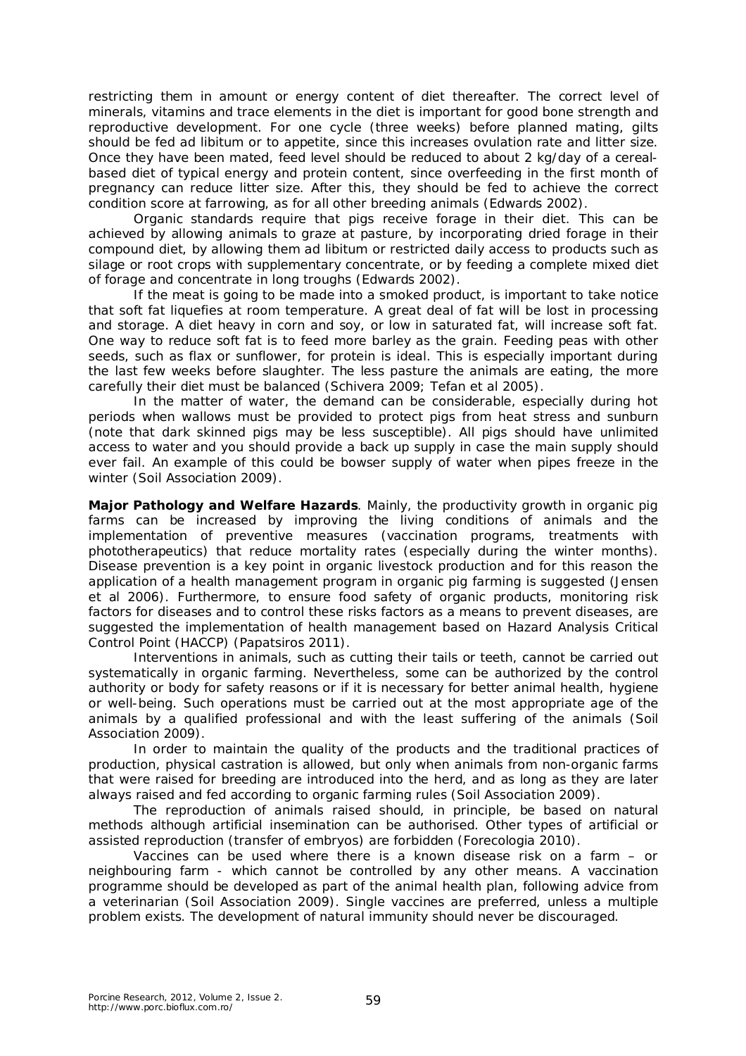restricting them in amount or energy content of diet thereafter. The correct level of minerals, vitamins and trace elements in the diet is important for good bone strength and reproductive development. For one cycle (three weeks) before planned mating, gilts should be fed ad libitum or to appetite, since this increases ovulation rate and litter size. Once they have been mated, feed level should be reduced to about 2 kg/day of a cereal-based diet of typical energy and protein content, since overfeeding in the first month of pregnancy can reduce litter size. After this, they should be fed to achieve the correct condition score at farrowing, as for all other breeding animals (Edwards 2002).

Organic standards require that pigs receive forage in their diet. This can be achieved by allowing animals to graze at pasture, by incorporating dried forage in their compound diet, by allowing them ad libitum or restricted daily access to products such as silage or root crops with supplementary concentrate, or by feeding a complete mixed diet of forage and concentrate in long troughs (Edwards 2002).

If the meat is going to be made into a smoked product, is important to take notice that soft fat liquefies at room temperature. A great deal of fat will be lost in processing and storage. A diet heavy in corn and soy, or low in saturated fat, will increase soft fat. One way to reduce soft fat is to feed more barley as the grain. Feeding peas with other seeds, such as flax or sunflower, for protein is ideal. This is especially important during the last few weeks before slaughter. The less pasture the animals are eating, the more carefully their diet must be balanced (Schivera 2009; Tefan et al 2005).

In the matter of water, the demand can be considerable, especially during hot periods when wallows must be provided to protect pigs from heat stress and sunburn (note that dark skinned pigs may be less susceptible). All pigs should have unlimited access to water and you should provide a back up supply in case the main supply should ever fail. An example of this could be bowser supply of water when pipes freeze in the winter (Soil Association 2009).

**Major Pathology and Welfare Hazards**. Mainly, the productivity growth in organic pig farms can be increased by improving the living conditions of animals and the implementation of preventive measures (vaccination programs, treatments with phototherapeutics) that reduce mortality rates (especially during the winter months). Disease prevention is a key point in organic livestock production and for this reason the application of a health management program in organic pig farming is suggested (Jensen et al 2006). Furthermore, to ensure food safety of organic products, monitoring risk factors for diseases and to control these risks factors as a means to prevent diseases, are suggested the implementation of health management based on Hazard Analysis Critical Control Point (HACCP) (Papatsiros 2011).

Interventions in animals, such as cutting their tails or teeth, cannot be carried out systematically in organic farming. Nevertheless, some can be authorized by the control authority or body for safety reasons or if it is necessary for better animal health, hygiene or well-being. Such operations must be carried out at the most appropriate age of the animals by a qualified professional and with the least suffering of the animals (Soil Association 2009).

In order to maintain the quality of the products and the traditional practices of production, physical castration is allowed, but only when animals from non-organic farms that were raised for breeding are introduced into the herd, and as long as they are later always raised and fed according to organic farming rules (Soil Association 2009).

The reproduction of animals raised should, in principle, be based on natural methods although artificial insemination can be authorised. Other types of artificial or assisted reproduction (transfer of embryos) are forbidden (Forecologia 2010).

Vaccines can be used where there is a known disease risk on a farm – or neighbouring farm - which cannot be controlled by any other means. A vaccination programme should be developed as part of the animal health plan, following advice from a veterinarian (Soil Association 2009). Single vaccines are preferred, unless a multiple problem exists. The development of natural immunity should never be discouraged.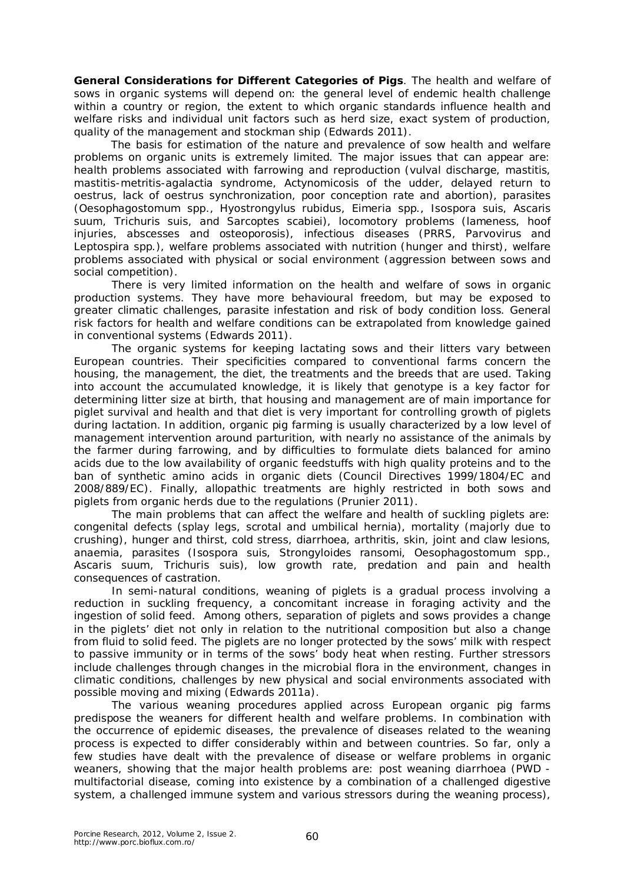**General Considerations for Different Categories of Pigs**. The health and welfare of sows in organic systems will depend on: the general level of endemic health challenge within a country or region, the extent to which organic standards influence health and welfare risks and individual unit factors such as herd size, exact system of production, quality of the management and stockman ship (Edwards 2011).

The basis for estimation of the nature and prevalence of sow health and welfare problems on organic units is extremely limited. The major issues that can appear are: health problems associated with farrowing and reproduction (vulval discharge, mastitis, mastitis-metritis-agalactia syndrome, Actynomicosis of the udder, delayed return to oestrus, lack of oestrus synchronization, poor conception rate and abortion), parasites (*Oesophagostomum* spp., *Hyostrongylus rubidus*, *Eimeria* spp., *Isospora suis*, *Ascaris suum*, *Trichuris suis*, and *Sarcoptes scabiei*), locomotory problems (lameness, hoof injuries, abscesses and osteoporosis), infectious diseases (PRRS, Parvovirus and *Leptospira* spp.), welfare problems associated with nutrition (hunger and thirst), welfare problems associated with physical or social environment (aggression between sows and social competition).

There is very limited information on the health and welfare of sows in organic production systems. They have more behavioural freedom, but may be exposed to greater climatic challenges, parasite infestation and risk of body condition loss. General risk factors for health and welfare conditions can be extrapolated from knowledge gained in conventional systems (Edwards 2011).

The organic systems for keeping lactating sows and their litters vary between European countries. Their specificities compared to conventional farms concern the housing, the management, the diet, the treatments and the breeds that are used. Taking into account the accumulated knowledge, it is likely that genotype is a key factor for determining litter size at birth, that housing and management are of main importance for piglet survival and health and that diet is very important for controlling growth of piglets during lactation. In addition, organic pig farming is usually characterized by a low level of management intervention around parturition, with nearly no assistance of the animals by the farmer during farrowing, and by difficulties to formulate diets balanced for amino acids due to the low availability of organic feedstuffs with high quality proteins and to the ban of synthetic amino acids in organic diets (Council Directives 1999/1804/EC and 2008/889/EC). Finally, allopathic treatments are highly restricted in both sows and piglets from organic herds due to the regulations (Prunier 2011).

The main problems that can affect the welfare and health of suckling piglets are: congenital defects (splay legs, scrotal and umbilical hernia), mortality (majorly due to crushing), hunger and thirst, cold stress, diarrhoea, arthritis, skin, joint and claw lesions, anaemia, parasites (*Isospora suis*, *Strongyloides ransomi*, *Oesophagostomum* spp., *Ascaris suum*, *Trichuris suis*), low growth rate, predation and pain and health consequences of castration.

In semi-natural conditions, weaning of piglets is a gradual process involving a reduction in suckling frequency, a concomitant increase in foraging activity and the ingestion of solid feed. Among others, separation of piglets and sows provides a change in the piglets' diet not only in relation to the nutritional composition but also a change from fluid to solid feed. The piglets are no longer protected by the sows' milk with respect to passive immunity or in terms of the sows' body heat when resting. Further stressors include challenges through changes in the microbial flora in the environment, changes in climatic conditions, challenges by new physical and social environments associated with possible moving and mixing (Edwards 2011a).

The various weaning procedures applied across European organic pig farms predispose the weaners for different health and welfare problems. In combination with the occurrence of epidemic diseases, the prevalence of diseases related to the weaning process is expected to differ considerably within and between countries. So far, only a few studies have dealt with the prevalence of disease or welfare problems in organic weaners, showing that the major health problems are: post weaning diarrhoea (PWD - multifactorial disease, coming into existence by a combination of a challenged digestive system, a challenged immune system and various stressors during the weaning process),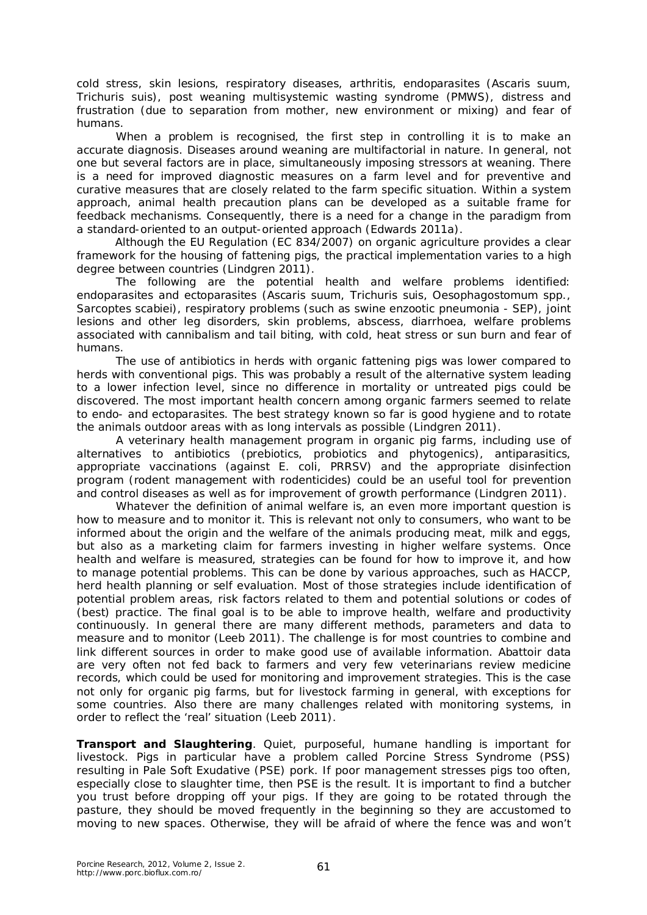cold stress, skin lesions, respiratory diseases, arthritis, endoparasites (*Ascaris suum*, *Trichuris suis*), post weaning multisystemic wasting syndrome (PMWS), distress and frustration (due to separation from mother, new environment or mixing) and fear of humans.

When a problem is recognised, the first step in controlling it is to make an accurate diagnosis. Diseases around weaning are multifactorial in nature. In general, not one but several factors are in place, simultaneously imposing stressors at weaning. There is a need for improved diagnostic measures on a farm level and for preventive and curative measures that are closely related to the farm specific situation. Within a system approach, animal health precaution plans can be developed as a suitable frame for feedback mechanisms. Consequently, there is a need for a change in the paradigm from a standard-oriented to an output-oriented approach (Edwards 2011a).

Although the EU Regulation (EC 834/2007) on organic agriculture provides a clear framework for the housing of fattening pigs, the practical implementation varies to a high degree between countries (Lindgren 2011).

The following are the potential health and welfare problems identified: endoparasites and ectoparasites (*Ascaris suum*, *Trichuris suis*, *Oesophagostomum* spp., *Sarcoptes scabiei*), respiratory problems (such as swine enzootic pneumonia - SEP), joint lesions and other leg disorders, skin problems, abscess, diarrhoea, welfare problems associated with cannibalism and tail biting, with cold, heat stress or sun burn and fear of humans.

The use of antibiotics in herds with organic fattening pigs was lower compared to herds with conventional pigs. This was probably a result of the alternative system leading to a lower infection level, since no difference in mortality or untreated pigs could be discovered. The most important health concern among organic farmers seemed to relate to endo- and ectoparasites. The best strategy known so far is good hygiene and to rotate the animals outdoor areas with as long intervals as possible (Lindgren 2011).

A veterinary health management program in organic pig farms, including use of alternatives to antibiotics (prebiotics, probiotics and phytogenics), antiparasitics, appropriate vaccinations (against *E. coli*, PRRSV) and the appropriate disinfection program (rodent management with rodenticides) could be an useful tool for prevention and control diseases as well as for improvement of growth performance (Lindgren 2011).

Whatever the definition of animal welfare is, an even more important question is how to measure and to monitor it. This is relevant not only to consumers, who want to be informed about the origin and the welfare of the animals producing meat, milk and eggs, but also as a marketing claim for farmers investing in higher welfare systems. Once health and welfare is measured, strategies can be found for how to improve it, and how to manage potential problems. This can be done by various approaches, such as HACCP, herd health planning or self evaluation. Most of those strategies include identification of potential problem areas, risk factors related to them and potential solutions or codes of (best) practice. The final goal is to be able to improve health, welfare and productivity continuously. In general there are many different methods, parameters and data to measure and to monitor (Leeb 2011). The challenge is for most countries to combine and link different sources in order to make good use of available information. Abattoir data are very often not fed back to farmers and very few veterinarians review medicine records, which could be used for monitoring and improvement strategies. This is the case not only for organic pig farms, but for livestock farming in general, with exceptions for some countries. Also there are many challenges related with monitoring systems, in order to reflect the 'real' situation (Leeb 2011).

**Transport and Slaughtering**. Quiet, purposeful, humane handling is important for livestock. Pigs in particular have a problem called Porcine Stress Syndrome (PSS) resulting in Pale Soft Exudative (PSE) pork. If poor management stresses pigs too often, especially close to slaughter time, then PSE is the result. It is important to find a butcher you trust before dropping off your pigs. If they are going to be rotated through the pasture, they should be moved frequently in the beginning so they are accustomed to moving to new spaces. Otherwise, they will be afraid of where the fence was and won't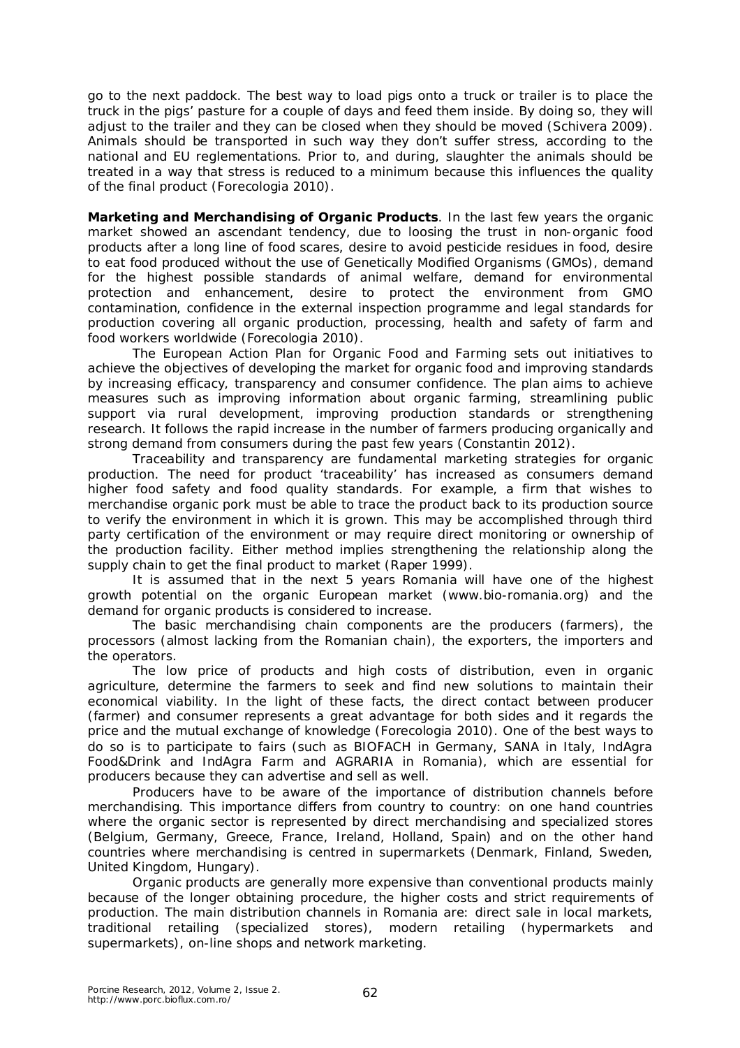go to the next paddock. The best way to load pigs onto a truck or trailer is to place the truck in the pigs' pasture for a couple of days and feed them inside. By doing so, they will adjust to the trailer and they can be closed when they should be moved (Schivera 2009). Animals should be transported in such way they don't suffer stress, according to the national and EU reglementations. Prior to, and during, slaughter the animals should be treated in a way that stress is reduced to a minimum because this influences the quality of the final product (Forecologia 2010).

**Marketing and Merchandising of Organic Products**. In the last few years the organic market showed an ascendant tendency, due to loosing the trust in non-organic food products after a long line of food scares, desire to avoid pesticide residues in food, desire to eat food produced without the use of Genetically Modified Organisms (GMOs), demand for the highest possible standards of animal welfare, demand for environmental protection and enhancement, desire to protect the environment from GMO contamination, confidence in the external inspection programme and legal standards for production covering all organic production, processing, health and safety of farm and food workers worldwide (Forecologia 2010).

The European Action Plan for Organic Food and Farming sets out initiatives to achieve the objectives of developing the market for organic food and improving standards by increasing efficacy, transparency and consumer confidence. The plan aims to achieve measures such as improving information about organic farming, streamlining public support via rural development, improving production standards or strengthening research. It follows the rapid increase in the number of farmers producing organically and strong demand from consumers during the past few years (Constantin 2012).

Traceability and transparency are fundamental marketing strategies for organic production. The need for product 'traceability' has increased as consumers demand higher food safety and food quality standards. For example, a firm that wishes to merchandise organic pork must be able to trace the product back to its production source to verify the environment in which it is grown. This may be accomplished through third party certification of the environment or may require direct monitoring or ownership of the production facility. Either method implies strengthening the relationship along the supply chain to get the final product to market (Raper 1999).

It is assumed that in the next 5 years Romania will have one of the highest growth potential on the organic European market (www.bio-romania.org) and the demand for organic products is considered to increase.

The basic merchandising chain components are the producers (farmers), the processors (almost lacking from the Romanian chain), the exporters, the importers and the operators.

The low price of products and high costs of distribution, even in organic agriculture, determine the farmers to seek and find new solutions to maintain their economical viability. In the light of these facts, the direct contact between producer (farmer) and consumer represents a great advantage for both sides and it regards the price and the mutual exchange of knowledge (Forecologia 2010). One of the best ways to do so is to participate to fairs (such as BIOFACH in Germany, SANA in Italy, IndAgra Food&Drink and IndAgra Farm and AGRARIA in Romania), which are essential for producers because they can advertise and sell as well.

Producers have to be aware of the importance of distribution channels before merchandising. This importance differs from country to country: on one hand countries where the organic sector is represented by direct merchandising and specialized stores (Belgium, Germany, Greece, France, Ireland, Holland, Spain) and on the other hand countries where merchandising is centred in supermarkets (Denmark, Finland, Sweden, United Kingdom, Hungary).

Organic products are generally more expensive than conventional products mainly because of the longer obtaining procedure, the higher costs and strict requirements of production. The main distribution channels in Romania are: direct sale in local markets, traditional retailing (specialized stores), modern retailing (hypermarkets and supermarkets), on-line shops and network marketing.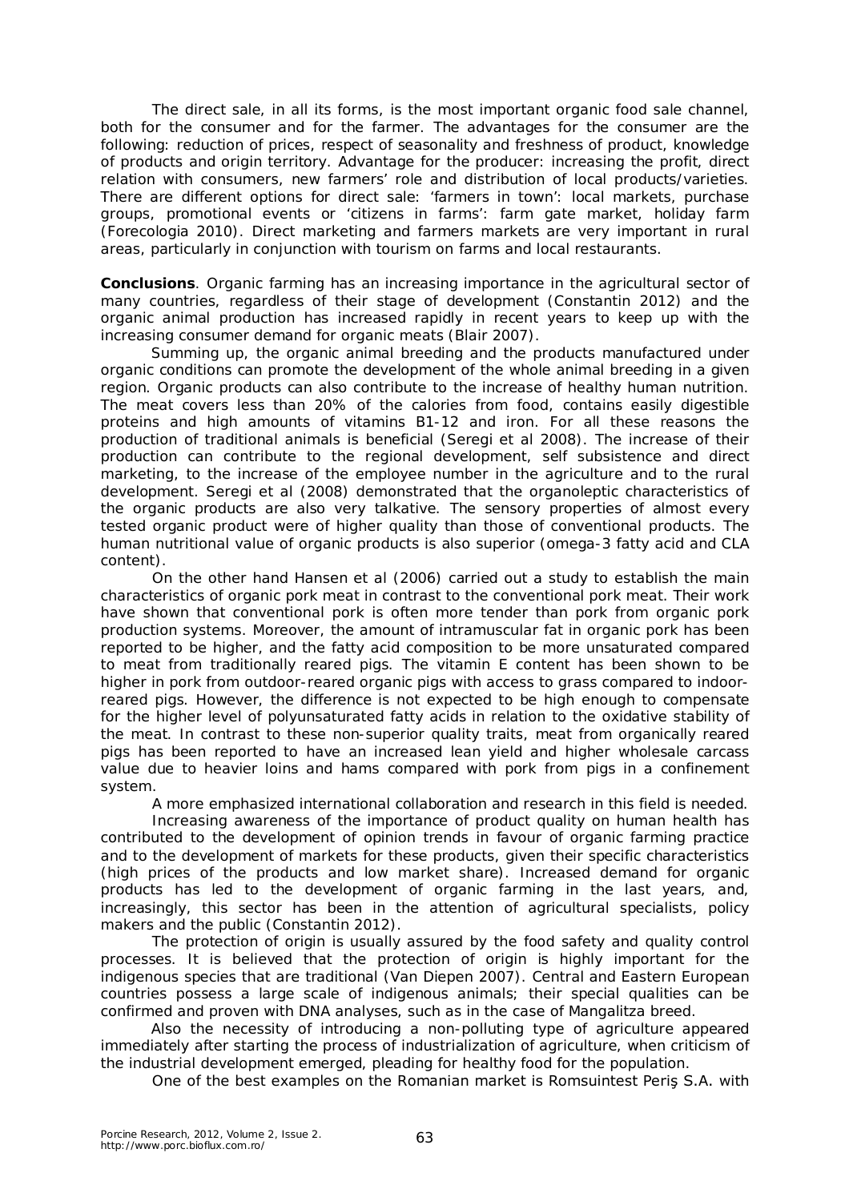The direct sale, in all its forms, is the most important organic food sale channel, both for the consumer and for the farmer. The advantages for the consumer are the following: reduction of prices, respect of seasonality and freshness of product, knowledge of products and origin territory. Advantage for the producer: increasing the profit, direct relation with consumers, new farmers' role and distribution of local products/varieties. There are different options for direct sale: 'farmers in town': local markets, purchase groups, promotional events or 'citizens in farms': farm gate market, holiday farm (Forecologia 2010). Direct marketing and farmers markets are very important in rural areas, particularly in conjunction with tourism on farms and local restaurants.

**Conclusions**. Organic farming has an increasing importance in the agricultural sector of many countries, regardless of their stage of development (Constantin 2012) and the organic animal production has increased rapidly in recent years to keep up with the increasing consumer demand for organic meats (Blair 2007).

Summing up, the organic animal breeding and the products manufactured under organic conditions can promote the development of the whole animal breeding in a given region. Organic products can also contribute to the increase of healthy human nutrition. The meat covers less than 20% of the calories from food, contains easily digestible proteins and high amounts of vitamins B1-12 and iron. For all these reasons the production of traditional animals is beneficial (Seregi et al 2008). The increase of their production can contribute to the regional development, self subsistence and direct marketing, to the increase of the employee number in the agriculture and to the rural development. Seregi et al (2008) demonstrated that the organoleptic characteristics of the organic products are also very talkative. The sensory properties of almost every tested organic product were of higher quality than those of conventional products. The human nutritional value of organic products is also superior (omega-3 fatty acid and CLA content).

On the other hand Hansen et al (2006) carried out a study to establish the main characteristics of organic pork meat in contrast to the conventional pork meat. Their work have shown that conventional pork is often more tender than pork from organic pork production systems. Moreover, the amount of intramuscular fat in organic pork has been reported to be higher, and the fatty acid composition to be more unsaturated compared to meat from traditionally reared pigs. The vitamin E content has been shown to be higher in pork from outdoor-reared organic pigs with access to grass compared to indoor-reared pigs. However, the difference is not expected to be high enough to compensate for the higher level of polyunsaturated fatty acids in relation to the oxidative stability of the meat. In contrast to these non-superior quality traits, meat from organically reared pigs has been reported to have an increased lean yield and higher wholesale carcass value due to heavier loins and hams compared with pork from pigs in a confinement system.

A more emphasized international collaboration and research in this field is needed.

Increasing awareness of the importance of product quality on human health has contributed to the development of opinion trends in favour of organic farming practice and to the development of markets for these products, given their specific characteristics (high prices of the products and low market share). Increased demand for organic products has led to the development of organic farming in the last years, and, increasingly, this sector has been in the attention of agricultural specialists, policy makers and the public (Constantin 2012).

The protection of origin is usually assured by the food safety and quality control processes. It is believed that the protection of origin is highly important for the indigenous species that are traditional (Van Diepen 2007). Central and Eastern European countries possess a large scale of indigenous animals; their special qualities can be confirmed and proven with DNA analyses, such as in the case of Mangalitza breed.

Also the necessity of introducing a non-polluting type of agriculture appeared immediately after starting the process of industrialization of agriculture, when criticism of the industrial development emerged, pleading for healthy food for the population.

One of the best examples on the Romanian market is Romsuintest Periş S.A. with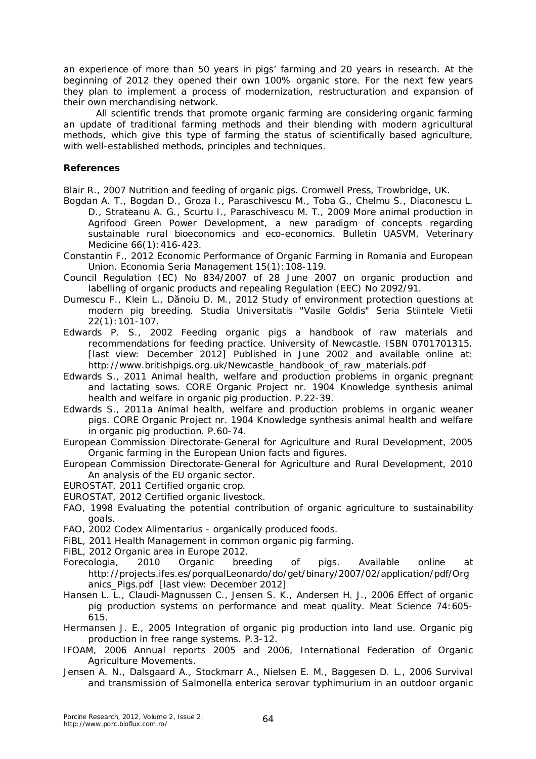an experience of more than 50 years in pigs' farming and 20 years in research. At the beginning of 2012 they opened their own 100% organic store. For the next few years they plan to implement a process of modernization, restructuration and expansion of their own merchandising network.

All scientific trends that promote organic farming are considering organic farming an update of traditional farming methods and their blending with modern agricultural methods, which give this type of farming the status of scientifically based agriculture, with well-established methods, principles and techniques.

**References**

Blair R., 2007 Nutrition and feeding of organic pigs. Cromwell Press, Trowbridge, UK.

Bogdan A. T., Bogdan D., Groza I., Paraschivescu M., Toba G., Chelmu S., Diaconescu L. D., Strateanu A. G., Scurtu I., Paraschivescu M. T., 2009 More animal production in Agrifood Green Power Development, a new paradigm of concepts regarding sustainable rural bioeconomics and eco-economics. Bulletin UASVM, Veterinary Medicine 66(1):416-423.

Constantin F., 2012 Economic Performance of Organic Farming in Romania and European Union. Economia Seria Management 15(1):108-119.

Council Regulation (EC) No 834/2007 of 28 June 2007 on organic production and labelling of organic products and repealing Regulation (EEC) No 2092/91.

Dumescu F., Klein L., Dănoiu D. M., 2012 Study of environment protection questions at modern pig breeding. Studia Universitatis "Vasile Goldis" Seria Stiintele Vietii 22(1):101-107.

Edwards P. S., 2002 Feeding organic pigs a handbook of raw materials and recommendations for feeding practice. University of Newcastle. ISBN 0701701315. [last view: December 2012] Published in June 2002 and available online at: http://www.britishpigs.org.uk/Newcastle_handbook_of_raw_materials.pdf

Edwards S., 2011 Animal health, welfare and production problems in organic pregnant and lactating sows. CORE Organic Project nr. 1904 Knowledge synthesis animal health and welfare in organic pig production. P.22-39.

Edwards S., 2011a Animal health, welfare and production problems in organic weaner pigs. CORE Organic Project nr. 1904 Knowledge synthesis animal health and welfare in organic pig production. P.60-74.

European Commission Directorate-General for Agriculture and Rural Development, 2005 Organic farming in the European Union facts and figures.

European Commission Directorate-General for Agriculture and Rural Development, 2010 An analysis of the EU organic sector.

EUROSTAT, 2011 Certified organic crop.

EUROSTAT, 2012 Certified organic livestock.

FAO, 1998 Evaluating the potential contribution of organic agriculture to sustainability goals.

FAO, 2002 Codex Alimentarius - organically produced foods.

FiBL, 2011 Health Management in common organic pig farming.

FiBL, 2012 Organic area in Europe 2012.

Forecologia, 2010 Organic breeding of pigs. Available online at http://projects.ifes.es/porqualLeonardo/do/get/binary/2007/02/application/pdf/Organics_Pigs.pdf [last view: December 2012]

Hansen L. L., Claudi-Magnussen C., Jensen S. K., Andersen H. J., 2006 Effect of organic pig production systems on performance and meat quality. Meat Science 74:605-615.

Hermansen J. E., 2005 Integration of organic pig production into land use. Organic pig production in free range systems. P.3-12.

IFOAM, 2006 Annual reports 2005 and 2006, International Federation of Organic Agriculture Movements.

Jensen A. N., Dalsgaard A., Stockmarr A., Nielsen E. M., Baggesen D. L., 2006 Survival and transmission of Salmonella enterica serovar typhimurium in an outdoor organic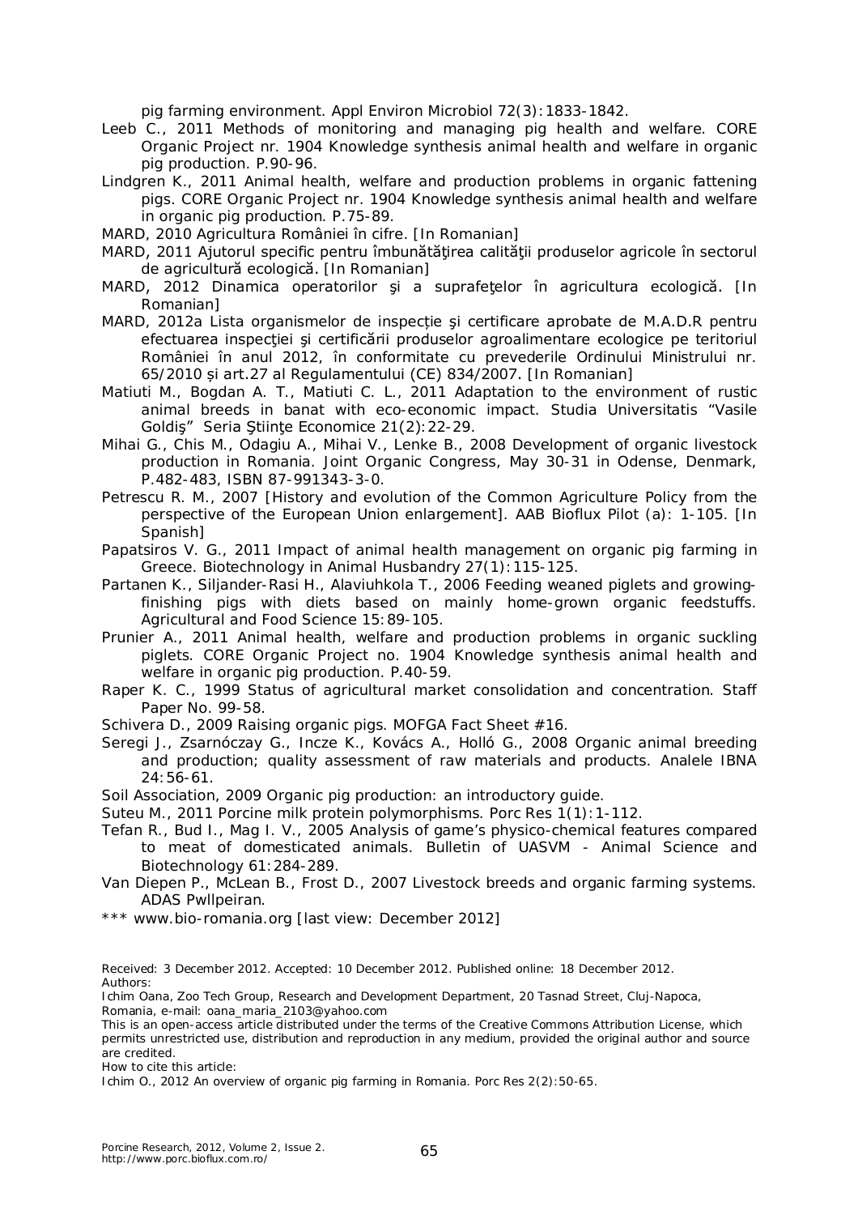pig farming environment. Appl Environ Microbiol 72(3):1833-1842.

Leeb C., 2011 Methods of monitoring and managing pig health and welfare. CORE Organic Project nr. 1904 Knowledge synthesis animal health and welfare in organic pig production. P.90-96.

Lindgren K., 2011 Animal health, welfare and production problems in organic fattening pigs. CORE Organic Project nr. 1904 Knowledge synthesis animal health and welfare in organic pig production. P.75-89.

MARD, 2010 Agricultura României în cifre. [In Romanian]

MARD, 2011 Ajutorul specific pentru îmbunătăţirea calităţii produselor agricole în sectorul de agricultură ecologică. [In Romanian]

MARD, 2012 Dinamica operatorilor şi a suprafeţelor în agricultura ecologică. [In Romanian]

MARD, 2012a Lista organismelor de inspecție şi certificare aprobate de M.A.D.R pentru efectuarea inspecţiei şi certificării produselor agroalimentare ecologice pe teritoriul României în anul 2012, în conformitate cu prevederile Ordinului Ministrului nr. 65/2010 și art.27 al Regulamentului (CE) 834/2007. [In Romanian]

Matiuti M., Bogdan A. T., Matiuti C. L., 2011 Adaptation to the environment of rustic animal breeds in banat with eco-economic impact. Studia Universitatis "Vasile Goldiş" Seria Ştiinţe Economice 21(2):22-29.

Mihai G., Chis M., Odagiu A., Mihai V., Lenke B., 2008 Development of organic livestock production in Romania. Joint Organic Congress, May 30-31 in Odense, Denmark, P.482-483, ISBN 87-991343-3-0.

Petrescu R. M., 2007 [History and evolution of the Common Agriculture Policy from the perspective of the European Union enlargement]. AAB Bioflux Pilot (a): 1-105. [In Spanish]

Papatsiros V. G., 2011 Impact of animal health management on organic pig farming in Greece. Biotechnology in Animal Husbandry 27(1):115-125.

Partanen K., Siljander-Rasi H., Alaviuhkola T., 2006 Feeding weaned piglets and growing-finishing pigs with diets based on mainly home-grown organic feedstuffs. Agricultural and Food Science 15:89-105.

Prunier A., 2011 Animal health, welfare and production problems in organic suckling piglets. CORE Organic Project no. 1904 Knowledge synthesis animal health and welfare in organic pig production. P.40-59.

Raper K. C., 1999 Status of agricultural market consolidation and concentration. Staff Paper No. 99-58.

Schivera D., 2009 Raising organic pigs. MOFGA Fact Sheet #16.

Seregi J., Zsarnóczay G., Incze K., Kovács A., Holló G., 2008 Organic animal breeding and production; quality assessment of raw materials and products. Analele IBNA 24:56-61.

Soil Association, 2009 Organic pig production: an introductory guide.

Suteu M., 2011 Porcine milk protein polymorphisms. Porc Res 1(1):1-112.

Tefan R., Bud I., Mag I. V., 2005 Analysis of game's physico-chemical features compared to meat of domesticated animals. Bulletin of UASVM - Animal Science and Biotechnology 61:284-289.

Van Diepen P., McLean B., Frost D., 2007 Livestock breeds and organic farming systems. ADAS Pwllpeiran.

*** www.bio-romania.org [last view: December 2012]

Received: 3 December 2012. Accepted: 10 December 2012. Published online: 18 December 2012.
Authors:
Ichim Oana, Zoo Tech Group, Research and Development Department, 20 Tasnad Street, Cluj-Napoca, Romania, e-mail: oana_maria_2103@yahoo.com
This is an open-access article distributed under the terms of the Creative Commons Attribution License, which permits unrestricted use, distribution and reproduction in any medium, provided the original author and source are credited.
How to cite this article:
Ichim O., 2012 An overview of organic pig farming in Romania. Porc Res 2(2):50-65.